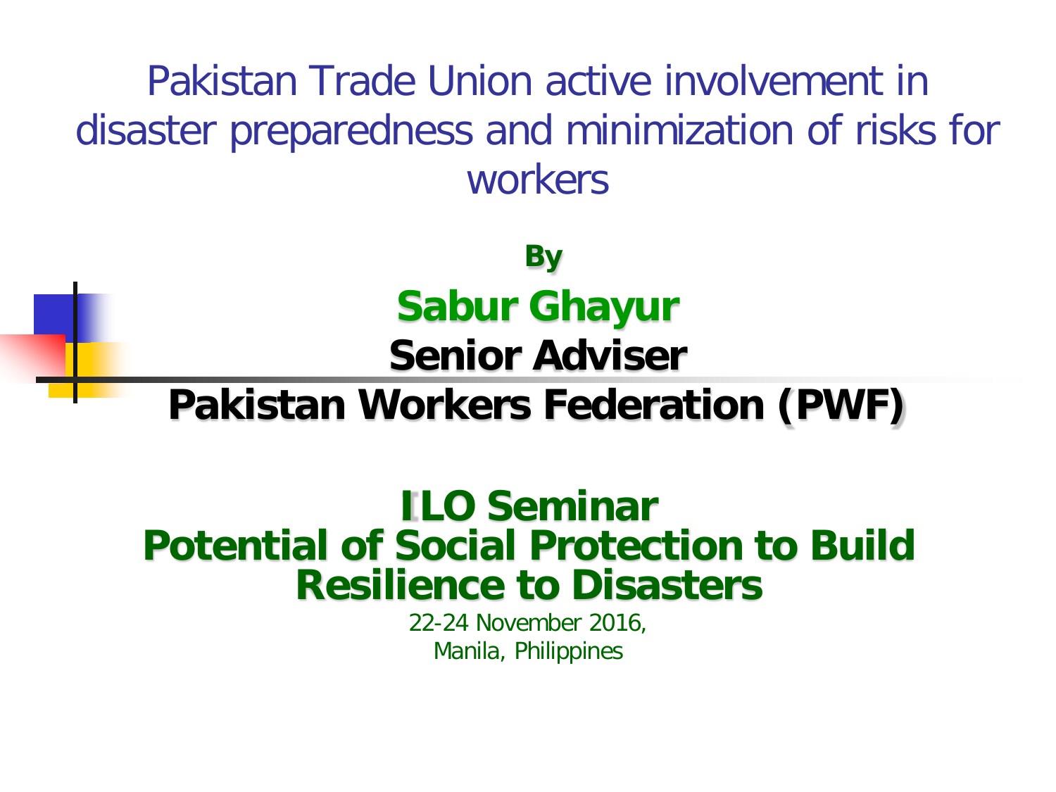# Pakistan Trade Union active involvement in disaster preparedness and minimization of risks for workers

**By**

**Sabur Ghayur**

**Senior Adviser**

**Pakistan Workers Federation (PWF)**

## ILO Seminar
## Potential of Social Protection to Build Resilience to Disasters

22-24 November 2016,
Manila, Philippines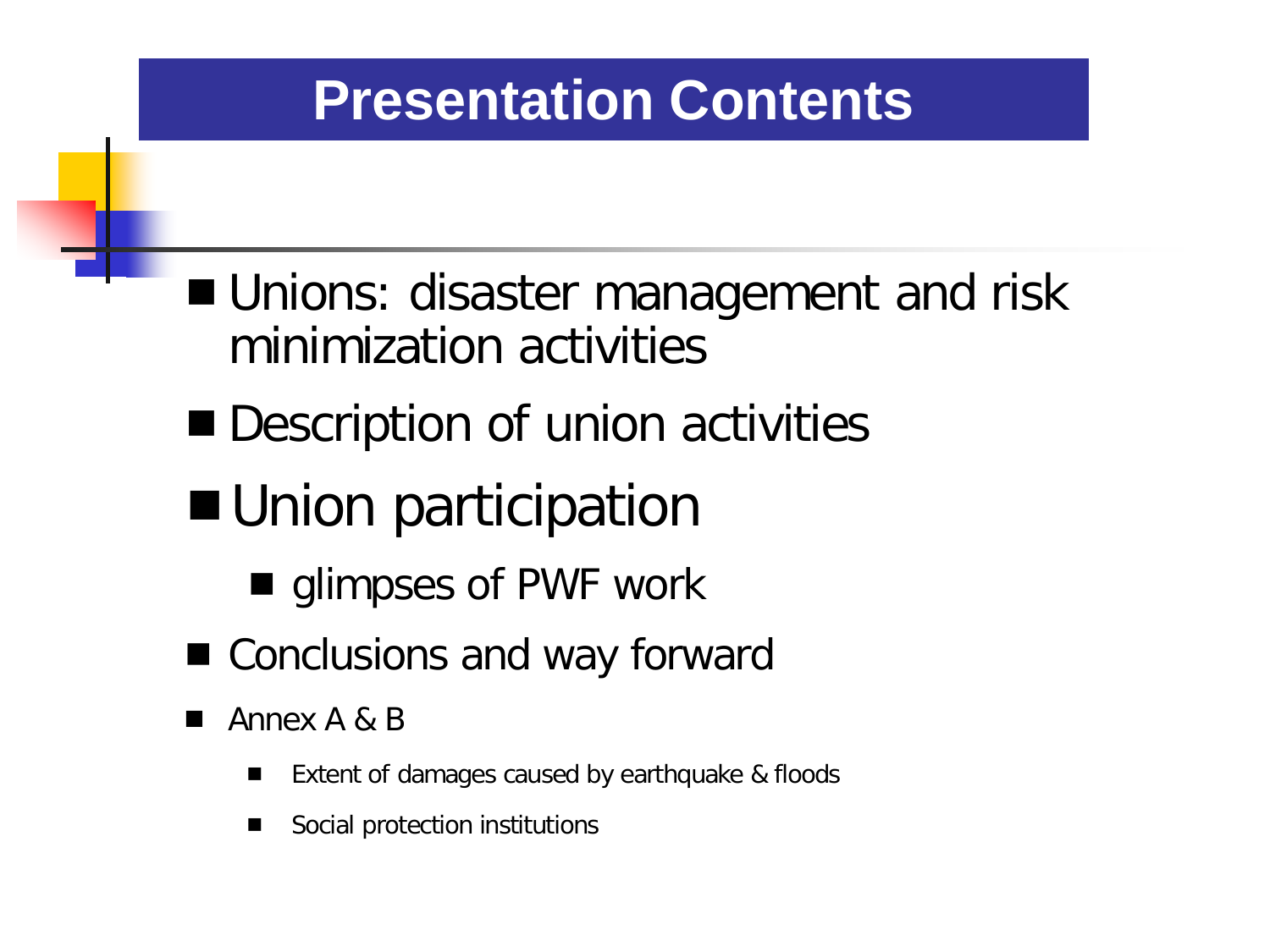# Presentation Contents

- Unions: disaster management and risk minimization activities
- Description of union activities
- Union participation
  - glimpses of PWF work
- Conclusions and way forward
- Annex A & B
  - Extent of damages caused by earthquake & floods
  - Social protection institutions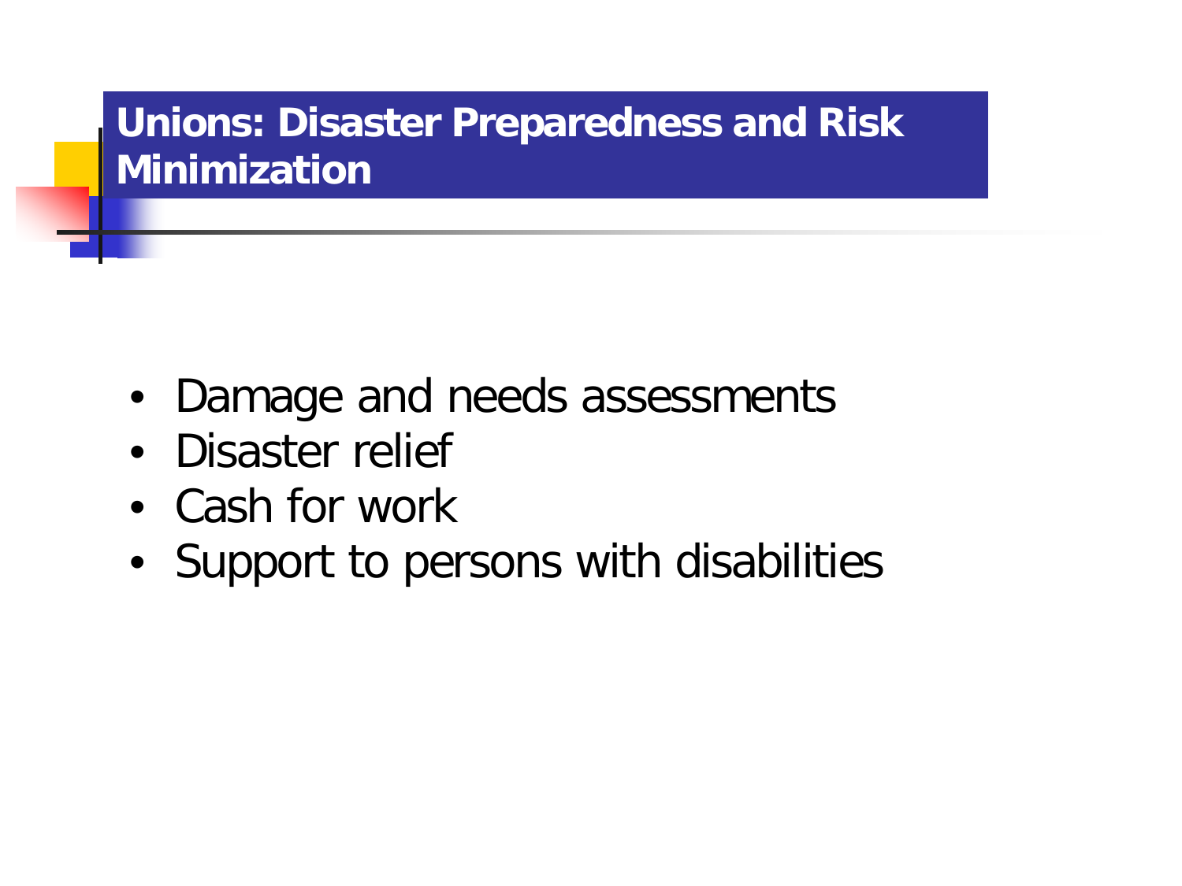# Unions: Disaster Preparedness and Risk Minimization

- Damage and needs assessments
- Disaster relief
- Cash for work
- Support to persons with disabilities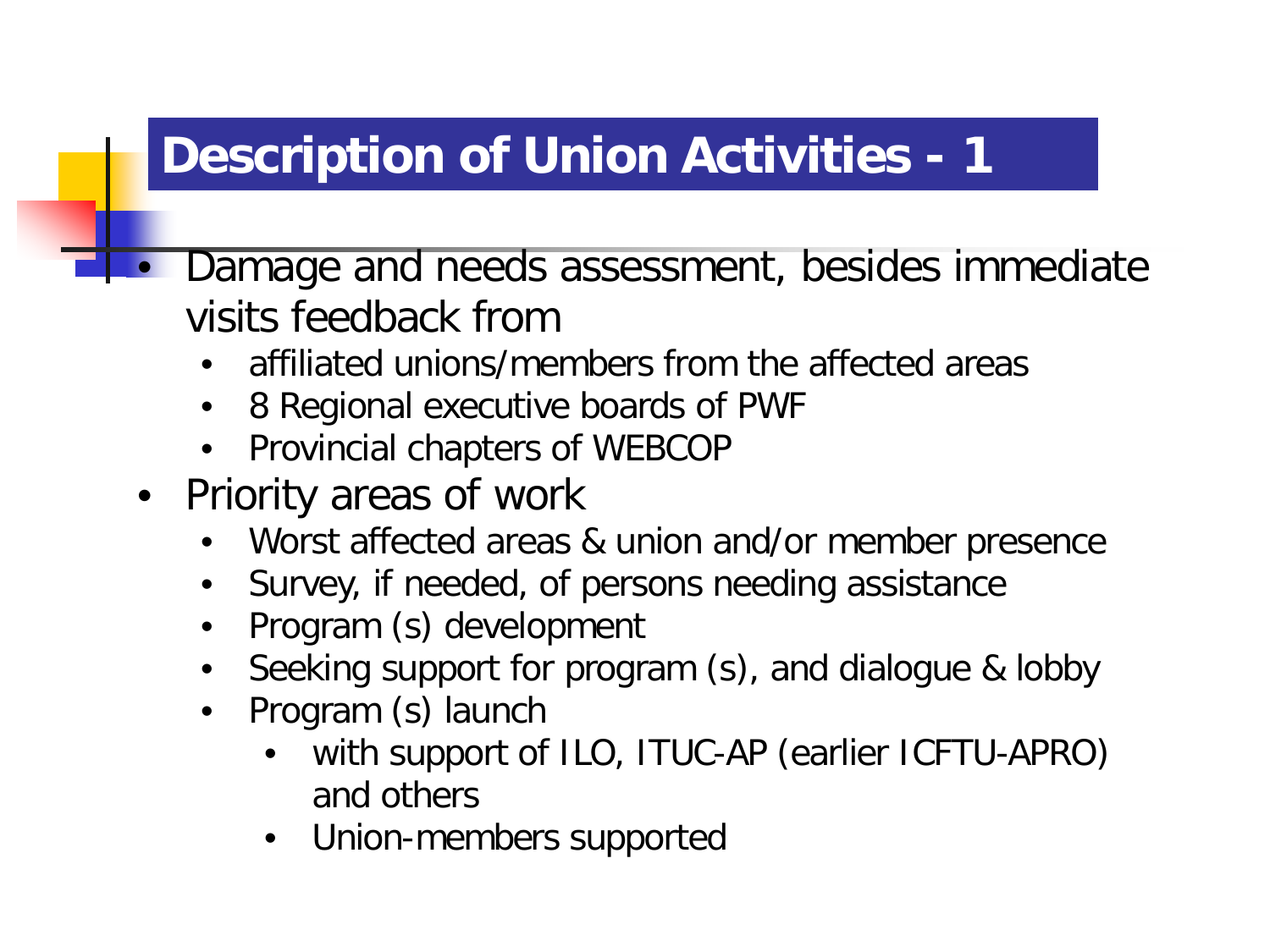# Description of Union Activities - 1

- Damage and needs assessment, besides immediate visits feedback from
  - affiliated unions/members from the affected areas
  - 8 Regional executive boards of PWF
  - Provincial chapters of WEBCOP
- Priority areas of work
  - Worst affected areas & union and/or member presence
  - Survey, if needed, of persons needing assistance
  - Program (s) development
  - Seeking support for program (s), and dialogue & lobby
  - Program (s) launch
    - with support of ILO, ITUC-AP (earlier ICFTU-APRO) and others
    - Union-members supported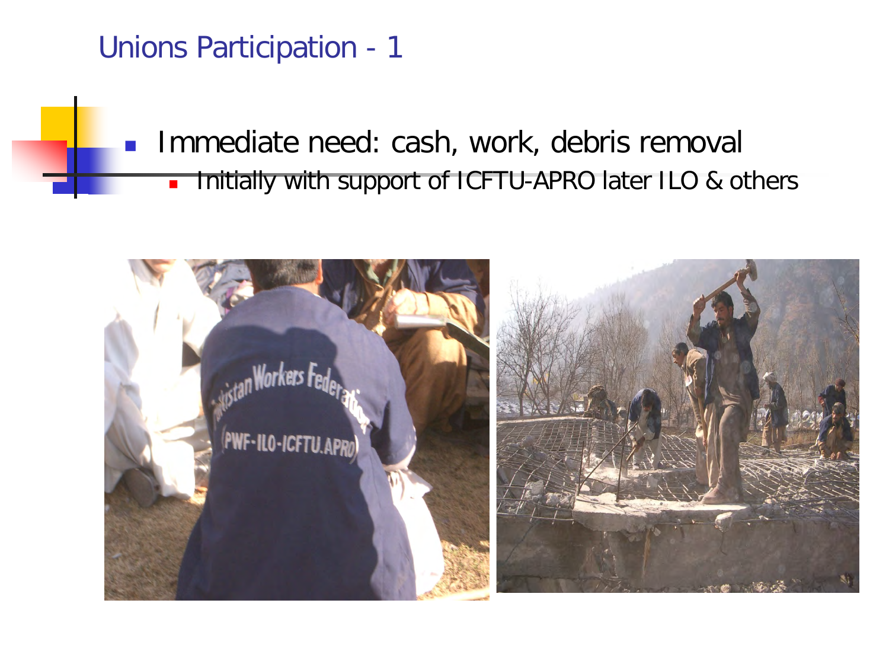## Unions Participation - 1

- Immediate need: cash, work, debris removal
  - Initially with support of ICFTU-APRO later ILO & others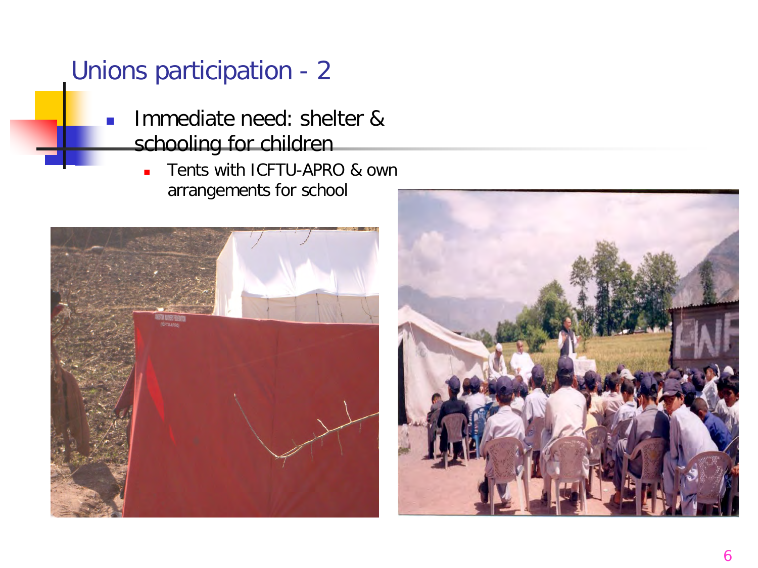# Unions participation - 2

- Immediate need: shelter & schooling for children
  - Tents with ICFTU-APRO & own arrangements for school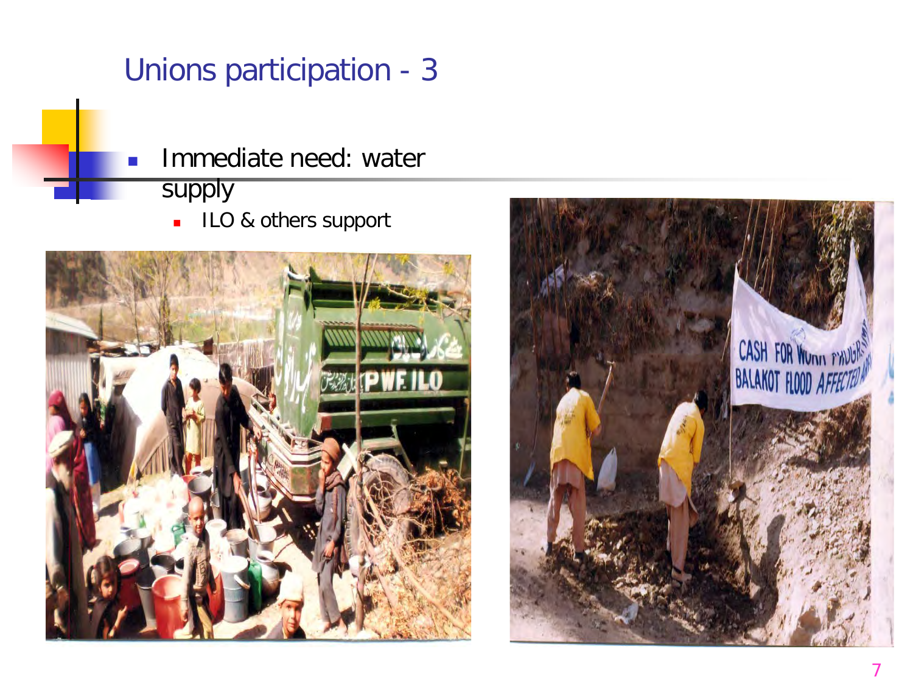# Unions participation - 3

- Immediate need: water supply
  - ILO & others support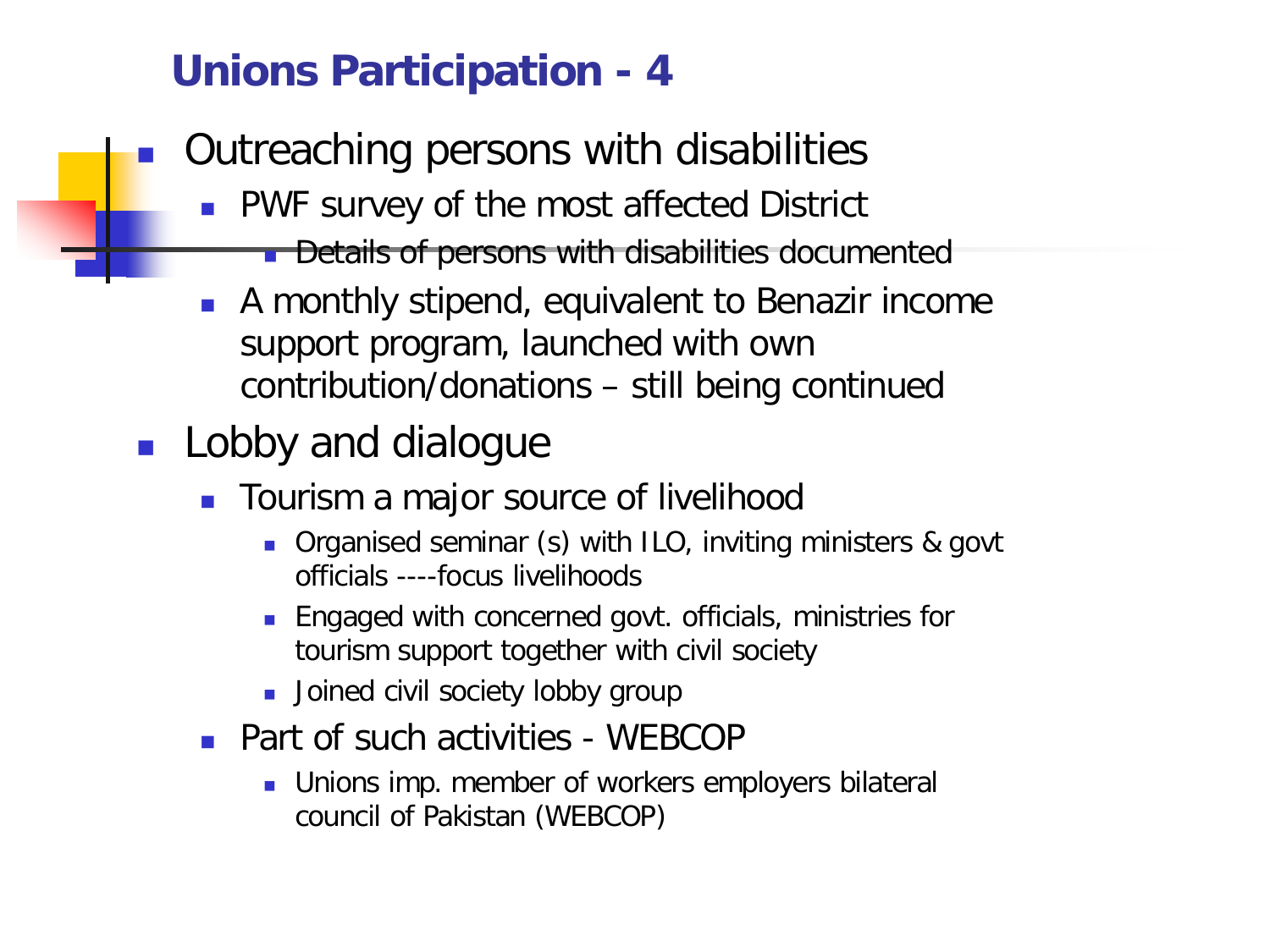## Unions Participation - 4

- Outreaching persons with disabilities
  - PWF survey of the most affected District
    - Details of persons with disabilities documented
  - A monthly stipend, equivalent to Benazir income support program, launched with own contribution/donations – still being continued
- Lobby and dialogue
  - Tourism a major source of livelihood
    - Organised seminar (s) with ILO, inviting ministers & govt officials ----focus livelihoods
    - Engaged with concerned govt. officials, ministries for tourism support together with civil society
    - Joined civil society lobby group
  - Part of such activities - WEBCOP
    - Unions imp. member of workers employers bilateral council of Pakistan (WEBCOP)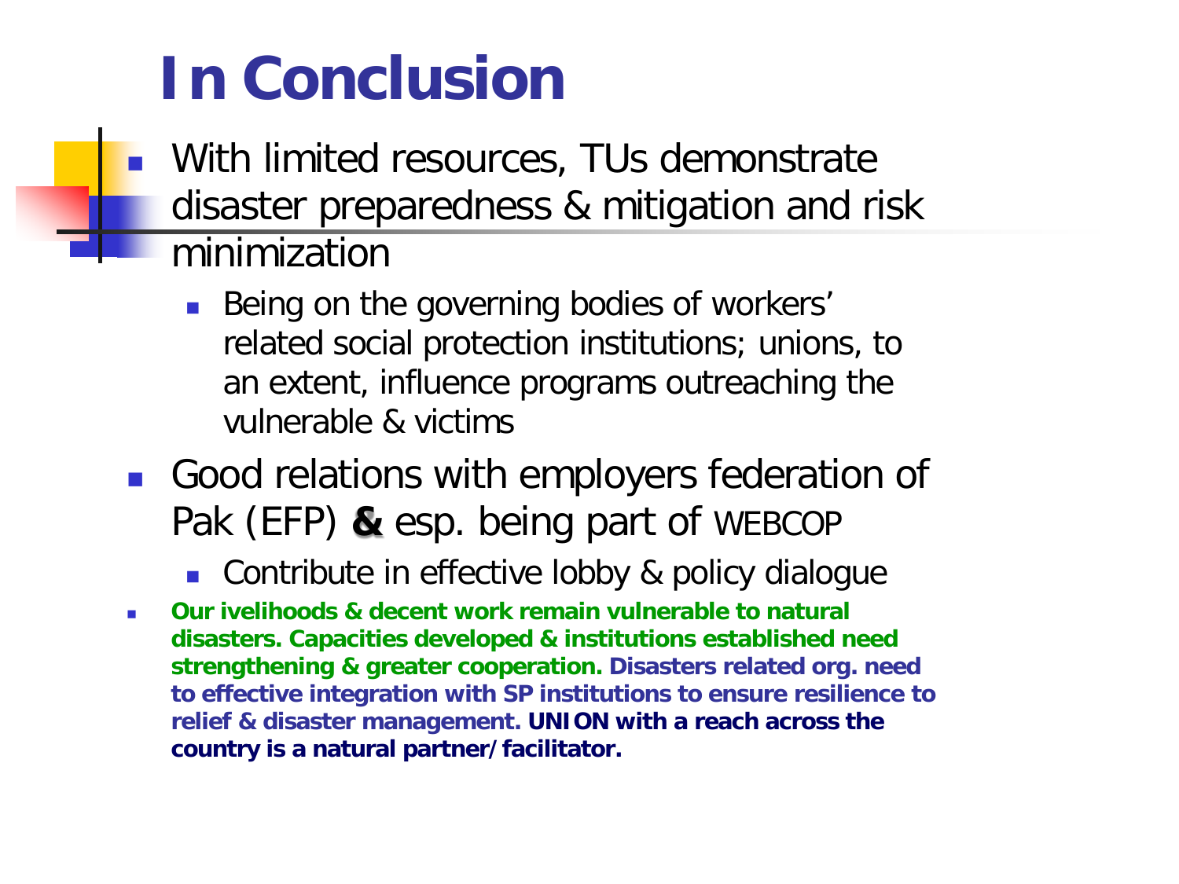# In Conclusion

- With limited resources, TUs demonstrate disaster preparedness & mitigation and risk minimization
  - Being on the governing bodies of workers' related social protection institutions; unions, to an extent, influence programs outreaching the vulnerable & victims
- Good relations with employers federation of Pak (EFP) **&** esp. being part of WEBCOP
  - Contribute in effective lobby & policy dialogue
- **Our ivelihoods & decent work remain vulnerable to natural disasters. Capacities developed & institutions established need strengthening & greater cooperation. Disasters related org. need to effective integration with SP institutions to ensure resilience to relief & disaster management. UNION with a reach across the country is a natural partner/facilitator.**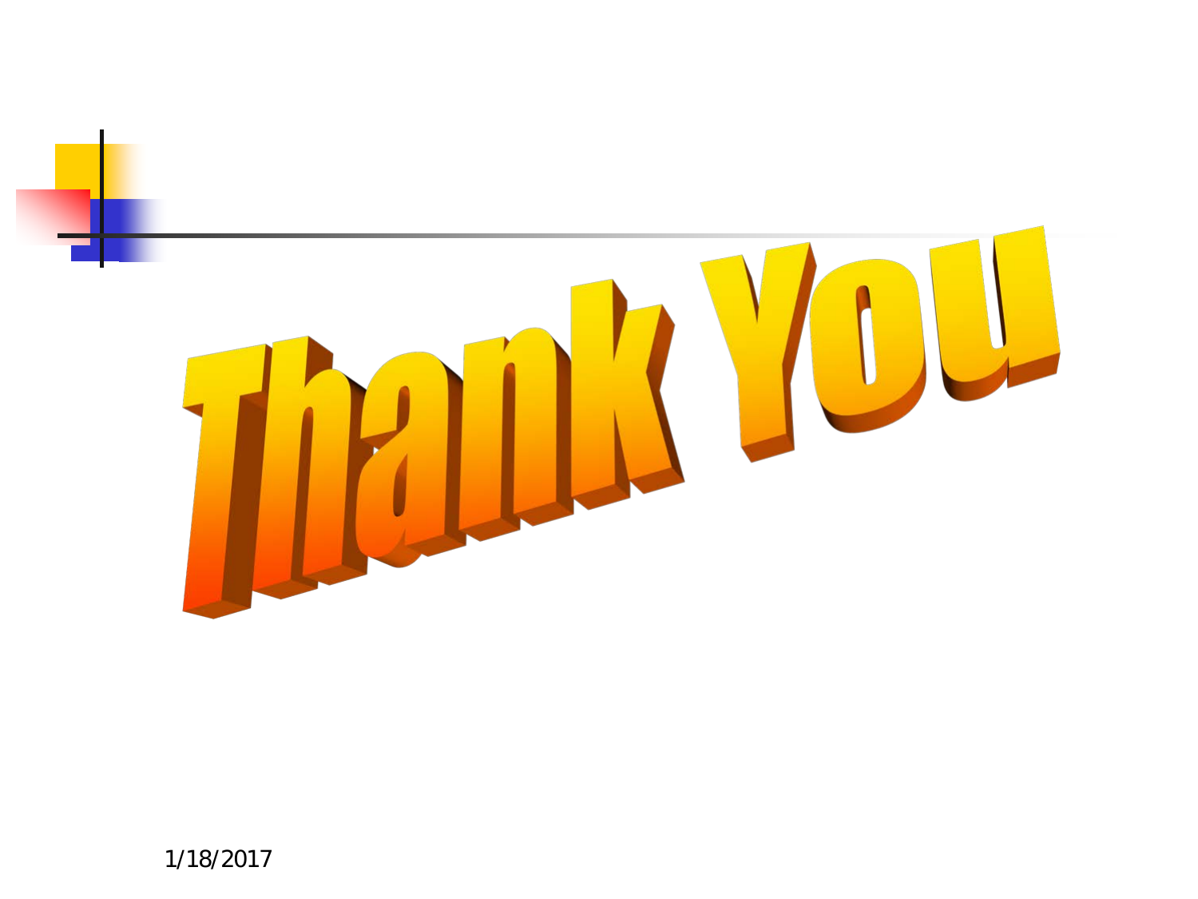# Thank You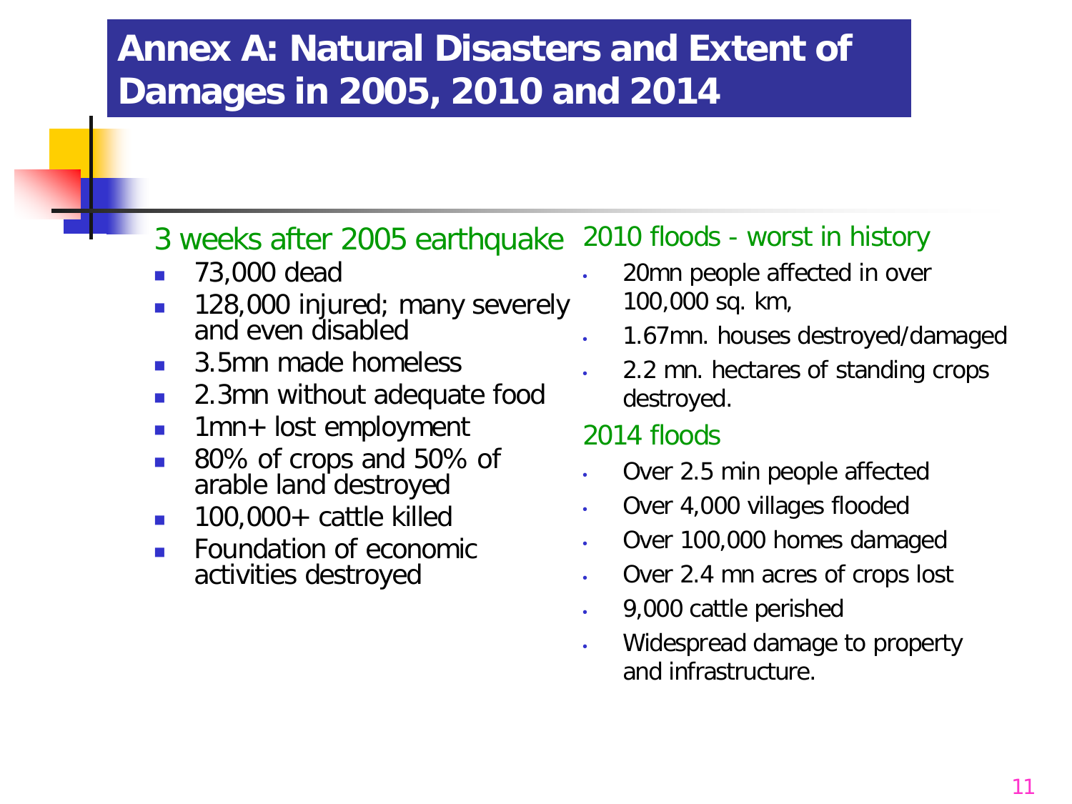# Annex A: Natural Disasters and Extent of Damages in 2005, 2010 and 2014

### 3 weeks after 2005 earthquake

- 73,000 dead
- 128,000 injured; many severely and even disabled
- 3.5mn made homeless
- 2.3mn without adequate food
- 1mn+ lost employment
- 80% of crops and 50% of arable land destroyed
- 100,000+ cattle killed
- Foundation of economic activities destroyed

### 2010 floods - worst in history

- 20mn people affected in over 100,000 sq. km,
- 1.67mn. houses destroyed/damaged
- 2.2 mn. hectares of standing crops destroyed.

### 2014 floods

- Over 2.5 min people affected
- Over 4,000 villages flooded
- Over 100,000 homes damaged
- Over 2.4 mn acres of crops lost
- 9,000 cattle perished
- Widespread damage to property and infrastructure.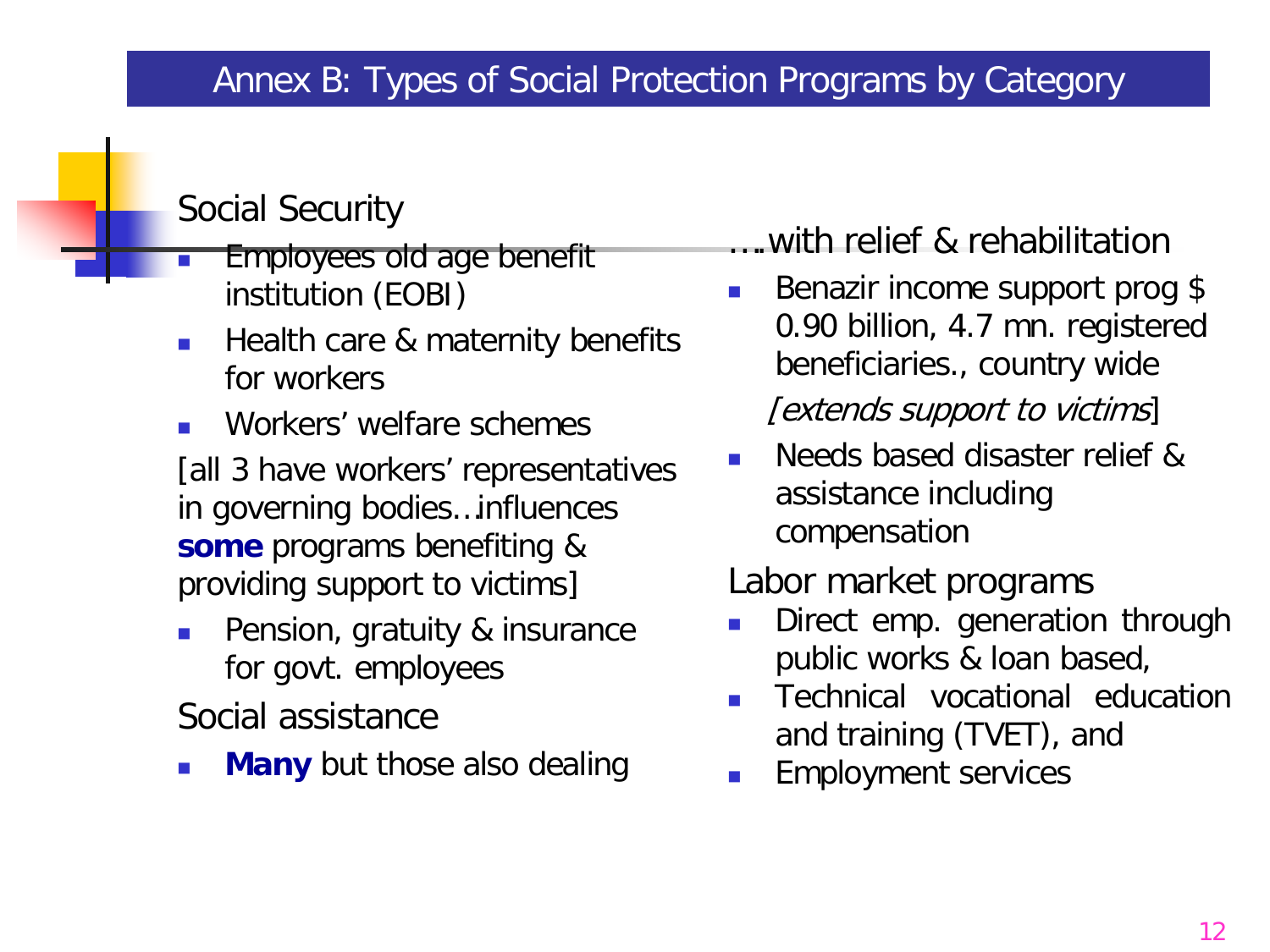# Annex B: Types of Social Protection Programs by Category

Social Security

- Employees old age benefit institution (EOBI)
- Health care & maternity benefits for workers
- Workers' welfare schemes

[all 3 have workers' representatives in governing bodies…influences **some** programs benefiting & providing support to victims]

- Pension, gratuity & insurance for govt. employees

Social assistance

- **Many** but those also dealing

….with relief & rehabilitation

- Benazir income support prog $ 0.90 billion, 4.7 mn. registered beneficiaries., country wide

*[extends support to victims]*

- Needs based disaster relief & assistance including compensation

Labor market programs

- Direct emp. generation through public works & loan based,
- Technical vocational education and training (TVET), and
- Employment services